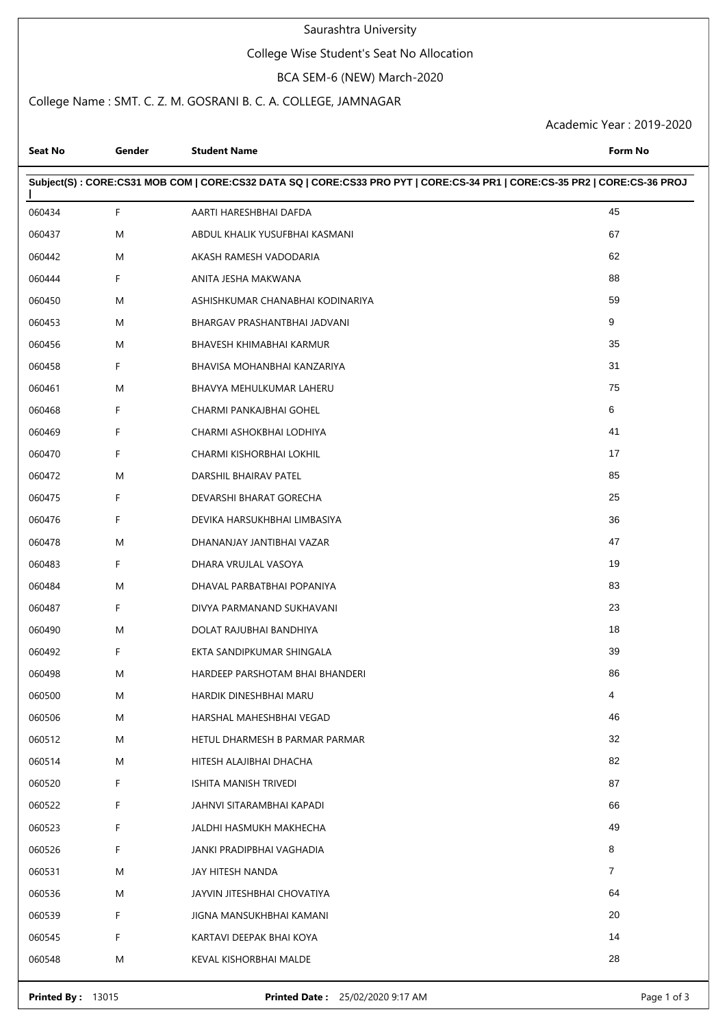Saurashtra University

College Wise Student's Seat No Allocation

BCA SEM-6 (NEW) March-2020

College Name : SMT. C. Z. M. GOSRANI B. C. A. COLLEGE, JAMNAGAR

Academic Year : 2019-2020

| Seat No | Gender | Student Name | Form No |
|---|---|---|---|
| **Subject(S) : CORE:CS31 MOB COM \| CORE:CS32 DATA SQ \| CORE:CS33 PRO PYT \| CORE:CS-34 PR1 \| CORE:CS-35 PR2 \| CORE:CS-36 PROJ \|** | | | |
| 060434 | F | AARTI HARESHBHAI DAFDA | 45 |
| 060437 | M | ABDUL KHALIK YUSUFBHAI KASMANI | 67 |
| 060442 | M | AKASH RAMESH VADODARIA | 62 |
| 060444 | F | ANITA JESHA MAKWANA | 88 |
| 060450 | M | ASHISHKUMAR CHANABHAI KODINARIYA | 59 |
| 060453 | M | BHARGAV PRASHANTBHAI JADVANI | 9 |
| 060456 | M | BHAVESH KHIMABHAI KARMUR | 35 |
| 060458 | F | BHAVISA MOHANBHAI KANZARIYA | 31 |
| 060461 | M | BHAVYA MEHULKUMAR LAHERU | 75 |
| 060468 | F | CHARMI PANKAJBHAI GOHEL | 6 |
| 060469 | F | CHARMI ASHOKBHAI LODHIYA | 41 |
| 060470 | F | CHARMI KISHORBHAI LOKHIL | 17 |
| 060472 | M | DARSHIL BHAIRAV PATEL | 85 |
| 060475 | F | DEVARSHI BHARAT GORECHA | 25 |
| 060476 | F | DEVIKA HARSUKHBHAI LIMBASIYA | 36 |
| 060478 | M | DHANANJAY JANTIBHAI VAZAR | 47 |
| 060483 | F | DHARA VRUJLAL VASOYA | 19 |
| 060484 | M | DHAVAL PARBATBHAI POPANIYA | 83 |
| 060487 | F | DIVYA PARMANAND SUKHAVANI | 23 |
| 060490 | M | DOLAT RAJUBHAI BANDHIYA | 18 |
| 060492 | F | EKTA SANDIPKUMAR SHINGALA | 39 |
| 060498 | M | HARDEEP PARSHOTAM BHAI BHANDERI | 86 |
| 060500 | M | HARDIK DINESHBHAI MARU | 4 |
| 060506 | M | HARSHAL MAHESHBHAI VEGAD | 46 |
| 060512 | M | HETUL DHARMESH B PARMAR PARMAR | 32 |
| 060514 | M | HITESH ALAJIBHAI DHACHA | 82 |
| 060520 | F | ISHITA MANISH TRIVEDI | 87 |
| 060522 | F | JAHNVI SITARAMBHAI KAPADI | 66 |
| 060523 | F | JALDHI HASMUKH MAKHECHA | 49 |
| 060526 | F | JANKI PRADIPBHAI VAGHADIA | 8 |
| 060531 | M | JAY HITESH NANDA | 7 |
| 060536 | M | JAYVIN JITESHBHAI CHOVATIYA | 64 |
| 060539 | F | JIGNA MANSUKHBHAI KAMANI | 20 |
| 060545 | F | KARTAVI DEEPAK BHAI KOYA | 14 |
| 060548 | M | KEVAL KISHORBHAI MALDE | 28 |

**Printed By :** 13015 **Printed Date :** 25/02/2020 9:17 AM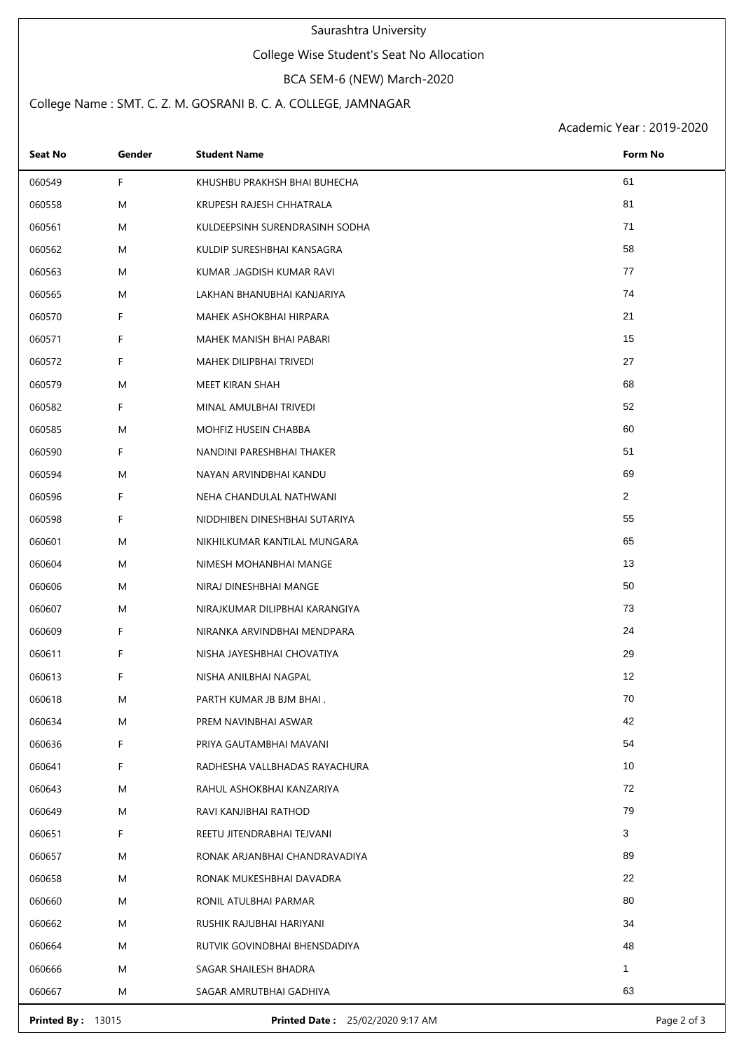Saurashtra University

College Wise Student's Seat No Allocation

BCA SEM-6 (NEW) March-2020

College Name : SMT. C. Z. M. GOSRANI B. C. A. COLLEGE, JAMNAGAR

Academic Year : 2019-2020

| Seat No | Gender | Student Name | Form No |
|---|---|---|---|
| 060549 | F | KHUSHBU PRAKHSH BHAI BUHECHA | 61 |
| 060558 | M | KRUPESH RAJESH CHHATRALA | 81 |
| 060561 | M | KULDEEPSINH SURENDRASINH SODHA | 71 |
| 060562 | M | KULDIP SURESHBHAI KANSAGRA | 58 |
| 060563 | M | KUMAR .JAGDISH KUMAR RAVI | 77 |
| 060565 | M | LAKHAN BHANUBHAI KANJARIYA | 74 |
| 060570 | F | MAHEK ASHOKBHAI HIRPARA | 21 |
| 060571 | F | MAHEK MANISH BHAI PABARI | 15 |
| 060572 | F | MAHEK DILIPBHAI TRIVEDI | 27 |
| 060579 | M | MEET KIRAN SHAH | 68 |
| 060582 | F | MINAL AMULBHAI TRIVEDI | 52 |
| 060585 | M | MOHFIZ HUSEIN CHABBA | 60 |
| 060590 | F | NANDINI PARESHBHAI THAKER | 51 |
| 060594 | M | NAYAN ARVINDBHAI KANDU | 69 |
| 060596 | F | NEHA CHANDULAL NATHWANI | 2 |
| 060598 | F | NIDDHIBEN DINESHBHAI SUTARIYA | 55 |
| 060601 | M | NIKHILKUMAR KANTILAL MUNGARA | 65 |
| 060604 | M | NIMESH MOHANBHAI MANGE | 13 |
| 060606 | M | NIRAJ DINESHBHAI MANGE | 50 |
| 060607 | M | NIRAJKUMAR DILIPBHAI KARANGIYA | 73 |
| 060609 | F | NIRANKA ARVINDBHAI MENDPARA | 24 |
| 060611 | F | NISHA JAYESHBHAI CHOVATIYA | 29 |
| 060613 | F | NISHA ANILBHAI NAGPAL | 12 |
| 060618 | M | PARTH KUMAR JB BJM BHAI . | 70 |
| 060634 | M | PREM NAVINBHAI ASWAR | 42 |
| 060636 | F | PRIYA GAUTAMBHAI MAVANI | 54 |
| 060641 | F | RADHESHA VALLBHADAS RAYACHURA | 10 |
| 060643 | M | RAHUL ASHOKBHAI KANZARIYA | 72 |
| 060649 | M | RAVI KANJIBHAI RATHOD | 79 |
| 060651 | F | REETU JITENDRABHAI TEJVANI | 3 |
| 060657 | M | RONAK ARJANBHAI CHANDRAVADIYA | 89 |
| 060658 | M | RONAK MUKESHBHAI DAVADRA | 22 |
| 060660 | M | RONIL ATULBHAI PARMAR | 80 |
| 060662 | M | RUSHIK RAJUBHAI HARIYANI | 34 |
| 060664 | M | RUTVIK GOVINDBHAI BHENSDADIYA | 48 |
| 060666 | M | SAGAR SHAILESH BHADRA | 1 |
| 060667 | M | SAGAR AMRUTBHAI GADHIYA | 63 |

**Printed By :** 13015 **Printed Date :** 25/02/2020 9:17 AM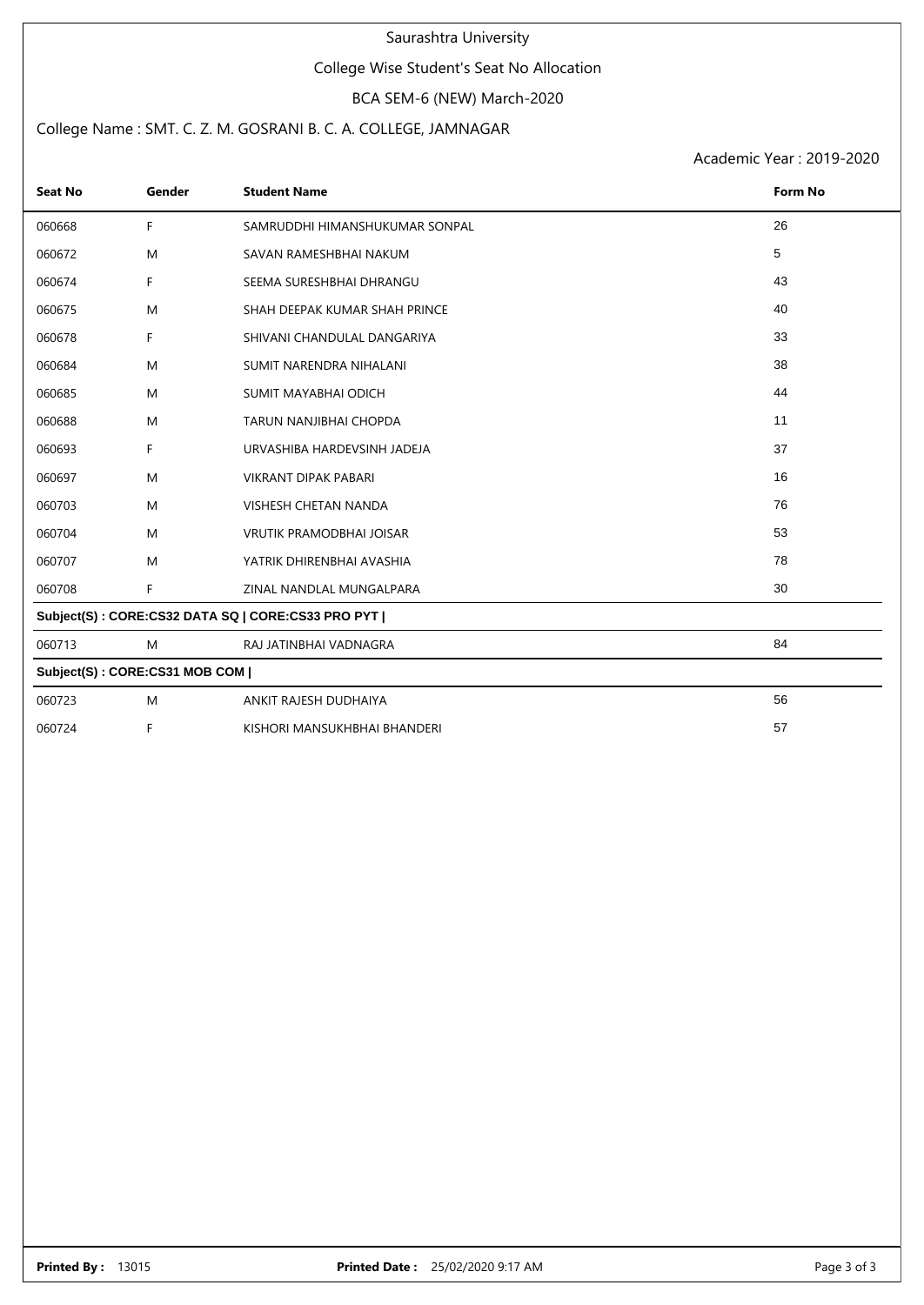Saurashtra University

College Wise Student's Seat No Allocation

BCA SEM-6 (NEW) March-2020

College Name : SMT. C. Z. M. GOSRANI B. C. A. COLLEGE, JAMNAGAR

Academic Year : 2019-2020

| Seat No | Gender | Student Name | Form No |
|---|---|---|---|
| 060668 | F | SAMRUDDHI HIMANSHUKUMAR SONPAL | 26 |
| 060672 | M | SAVAN RAMESHBHAI NAKUM | 5 |
| 060674 | F | SEEMA SURESHBHAI DHRANGU | 43 |
| 060675 | M | SHAH DEEPAK KUMAR SHAH PRINCE | 40 |
| 060678 | F | SHIVANI CHANDULAL DANGARIYA | 33 |
| 060684 | M | SUMIT NARENDRA NIHALANI | 38 |
| 060685 | M | SUMIT MAYABHAI ODICH | 44 |
| 060688 | M | TARUN NANJIBHAI CHOPDA | 11 |
| 060693 | F | URVASHIBA HARDEVSINH JADEJA | 37 |
| 060697 | M | VIKRANT DIPAK PABARI | 16 |
| 060703 | M | VISHESH CHETAN NANDA | 76 |
| 060704 | M | VRUTIK PRAMODBHAI JOISAR | 53 |
| 060707 | M | YATRIK DHIRENBHAI AVASHIA | 78 |
| 060708 | F | ZINAL NANDLAL MUNGALPARA | 30 |
| **Subject(S) : CORE:CS32 DATA SQ \| CORE:CS33 PRO PYT \|** | | | |
| 060713 | M | RAJ JATINBHAI VADNAGRA | 84 |
| **Subject(S) : CORE:CS31 MOB COM \|** | | | |
| 060723 | M | ANKIT RAJESH DUDHAIYA | 56 |
| 060724 | F | KISHORI MANSUKHBHAI BHANDERI | 57 |

**Printed By :** 13015 **Printed Date :** 25/02/2020 9:17 AM